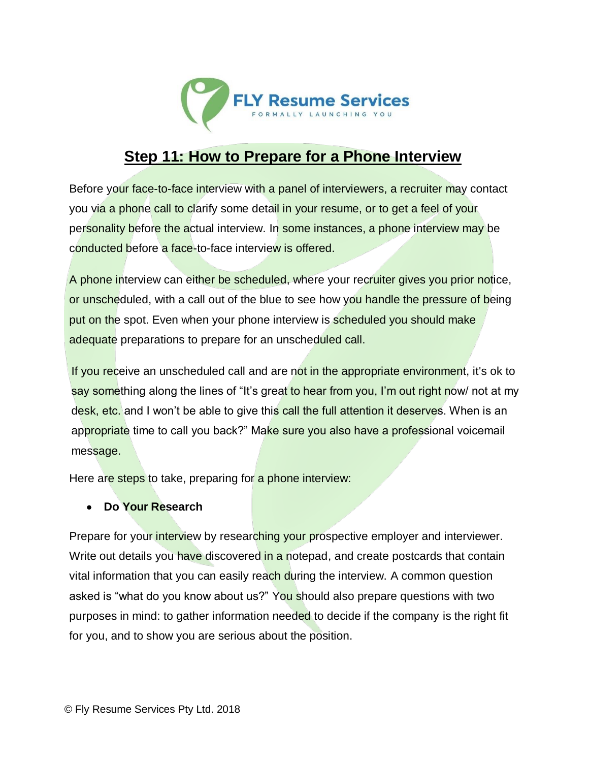FLY Resume Services
FORMALLY LAUNCHING YOU

# Step 11: How to Prepare for a Phone Interview

Before your face-to-face interview with a panel of interviewers, a recruiter may contact you via a phone call to clarify some detail in your resume, or to get a feel of your personality before the actual interview. In some instances, a phone interview may be conducted before a face-to-face interview is offered.

A phone interview can either be scheduled, where your recruiter gives you prior notice, or unscheduled, with a call out of the blue to see how you handle the pressure of being put on the spot. Even when your phone interview is scheduled you should make adequate preparations to prepare for an unscheduled call.

If you receive an unscheduled call and are not in the appropriate environment, it's ok to say something along the lines of "It's great to hear from you, I'm out right now/ not at my desk, etc. and I won't be able to give this call the full attention it deserves. When is an appropriate time to call you back?" Make sure you also have a professional voicemail message.

Here are steps to take, preparing for a phone interview:

- **Do Your Research**

Prepare for your interview by researching your prospective employer and interviewer. Write out details you have discovered in a notepad, and create postcards that contain vital information that you can easily reach during the interview. A common question asked is "what do you know about us?" You should also prepare questions with two purposes in mind: to gather information needed to decide if the company is the right fit for you, and to show you are serious about the position.

© Fly Resume Services Pty Ltd. 2018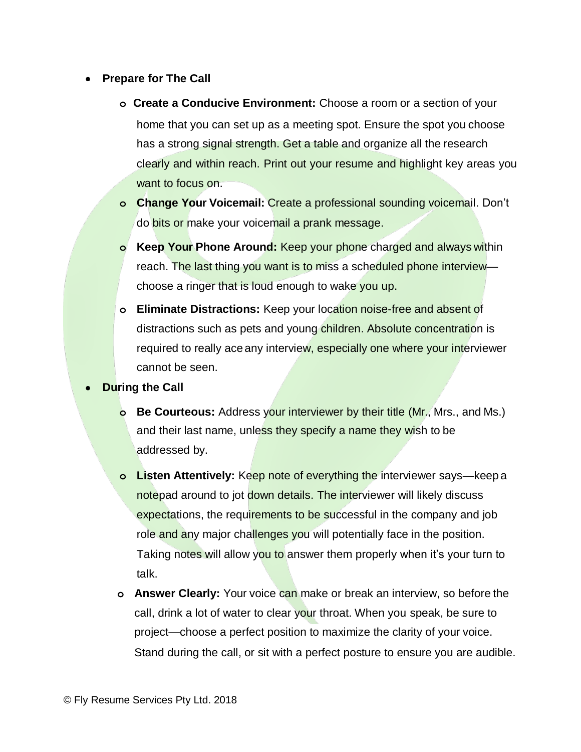- **Prepare for The Call**
  - **Create a Conducive Environment:** Choose a room or a section of your home that you can set up as a meeting spot. Ensure the spot you choose has a strong signal strength. Get a table and organize all the research clearly and within reach. Print out your resume and highlight key areas you want to focus on.
  - **Change Your Voicemail:** Create a professional sounding voicemail. Don't do bits or make your voicemail a prank message.
  - **Keep Your Phone Around:** Keep your phone charged and always within reach. The last thing you want is to miss a scheduled phone interview—choose a ringer that is loud enough to wake you up.
  - **Eliminate Distractions:** Keep your location noise-free and absent of distractions such as pets and young children. Absolute concentration is required to really ace any interview, especially one where your interviewer cannot be seen.
- **During the Call**
  - **Be Courteous:** Address your interviewer by their title (Mr., Mrs., and Ms.) and their last name, unless they specify a name they wish to be addressed by.
  - **Listen Attentively:** Keep note of everything the interviewer says—keep a notepad around to jot down details. The interviewer will likely discuss expectations, the requirements to be successful in the company and job role and any major challenges you will potentially face in the position. Taking notes will allow you to answer them properly when it's your turn to talk.
  - **Answer Clearly:** Your voice can make or break an interview, so before the call, drink a lot of water to clear your throat. When you speak, be sure to project—choose a perfect position to maximize the clarity of your voice. Stand during the call, or sit with a perfect posture to ensure you are audible.

© Fly Resume Services Pty Ltd. 2018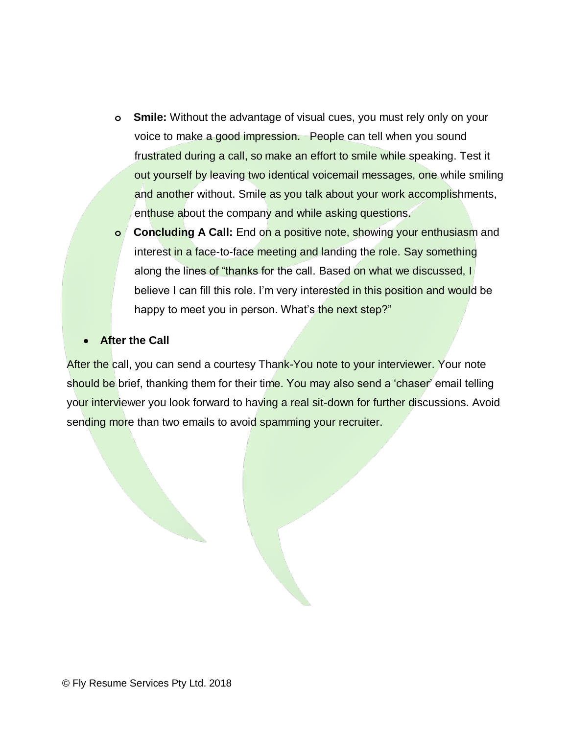- **Smile:** Without the advantage of visual cues, you must rely only on your voice to make a good impression. People can tell when you sound frustrated during a call, so make an effort to smile while speaking. Test it out yourself by leaving two identical voicemail messages, one while smiling and another without. Smile as you talk about your work accomplishments, enthuse about the company and while asking questions.
- **Concluding A Call:** End on a positive note, showing your enthusiasm and interest in a face-to-face meeting and landing the role. Say something along the lines of "thanks for the call. Based on what we discussed, I believe I can fill this role. I'm very interested in this position and would be happy to meet you in person. What's the next step?"

- **After the Call**

After the call, you can send a courtesy Thank-You note to your interviewer. Your note should be brief, thanking them for their time. You may also send a 'chaser' email telling your interviewer you look forward to having a real sit-down for further discussions. Avoid sending more than two emails to avoid spamming your recruiter.

© Fly Resume Services Pty Ltd. 2018